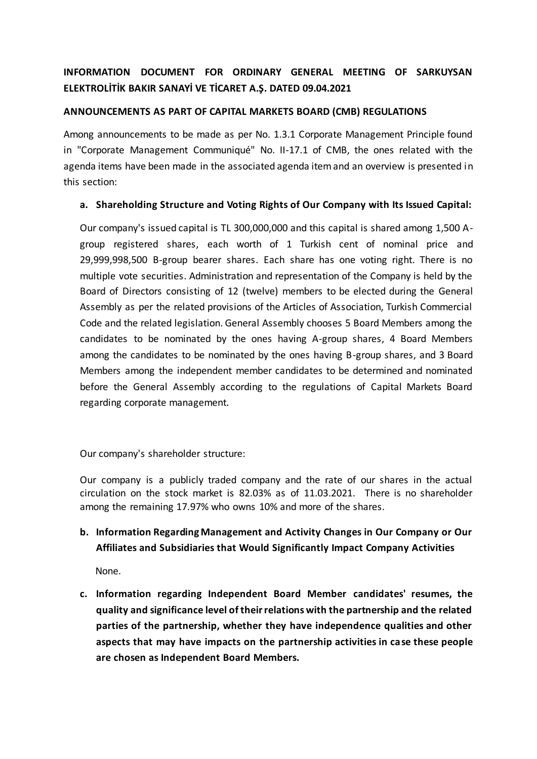**INFORMATION DOCUMENT FOR ORDINARY GENERAL MEETING OF SARKUYSAN ELEKTROLİTİK BAKIR SANAYİ VE TİCARET A.Ş. DATED 09.04.2021**

**ANNOUNCEMENTS AS PART OF CAPITAL MARKETS BOARD (CMB) REGULATIONS**

Among announcements to be made as per No. 1.3.1 Corporate Management Principle found in "Corporate Management Communiqué" No. II-17.1 of CMB, the ones related with the agenda items have been made in the associated agenda item and an overview is presented in this section:

**a. Shareholding Structure and Voting Rights of Our Company with Its Issued Capital:**

Our company's issued capital is TL 300,000,000 and this capital is shared among 1,500 A-group registered shares, each worth of 1 Turkish cent of nominal price and 29,999,998,500 B-group bearer shares. Each share has one voting right. There is no multiple vote securities. Administration and representation of the Company is held by the Board of Directors consisting of 12 (twelve) members to be elected during the General Assembly as per the related provisions of the Articles of Association, Turkish Commercial Code and the related legislation. General Assembly chooses 5 Board Members among the candidates to be nominated by the ones having A-group shares, 4 Board Members among the candidates to be nominated by the ones having B-group shares, and 3 Board Members among the independent member candidates to be determined and nominated before the General Assembly according to the regulations of Capital Markets Board regarding corporate management.

Our company's shareholder structure:

Our company is a publicly traded company and the rate of our shares in the actual circulation on the stock market is 82.03% as of 11.03.2021. There is no shareholder among the remaining 17.97% who owns 10% and more of the shares.

**b. Information Regarding Management and Activity Changes in Our Company or Our Affiliates and Subsidiaries that Would Significantly Impact Company Activities**

None.

**c. Information regarding Independent Board Member candidates' resumes, the quality and significance level of their relations with the partnership and the related parties of the partnership, whether they have independence qualities and other aspects that may have impacts on the partnership activities in case these people are chosen as Independent Board Members.**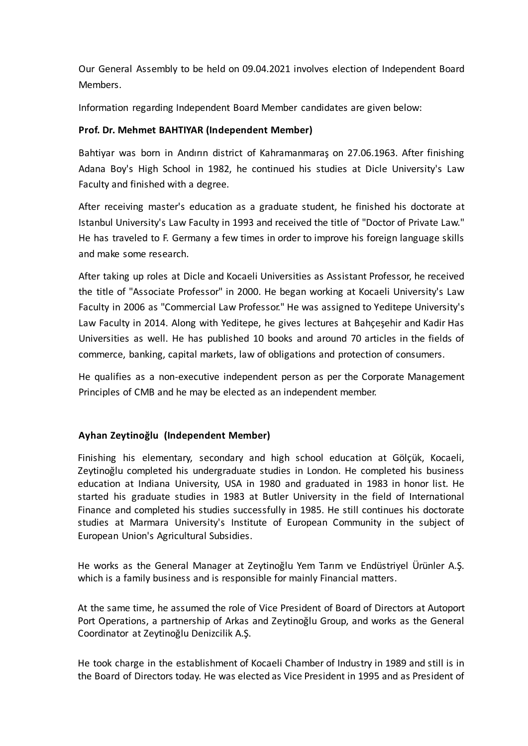Our General Assembly to be held on 09.04.2021 involves election of Independent Board Members.

Information regarding Independent Board Member candidates are given below:

**Prof. Dr. Mehmet BAHTIYAR (Independent Member)**

Bahtiyar was born in Andırın district of Kahramanmaraş on 27.06.1963. After finishing Adana Boy's High School in 1982, he continued his studies at Dicle University's Law Faculty and finished with a degree.

After receiving master's education as a graduate student, he finished his doctorate at Istanbul University's Law Faculty in 1993 and received the title of "Doctor of Private Law." He has traveled to F. Germany a few times in order to improve his foreign language skills and make some research.

After taking up roles at Dicle and Kocaeli Universities as Assistant Professor, he received the title of "Associate Professor" in 2000. He began working at Kocaeli University's Law Faculty in 2006 as "Commercial Law Professor." He was assigned to Yeditepe University's Law Faculty in 2014. Along with Yeditepe, he gives lectures at Bahçeşehir and Kadir Has Universities as well. He has published 10 books and around 70 articles in the fields of commerce, banking, capital markets, law of obligations and protection of consumers.

He qualifies as a non-executive independent person as per the Corporate Management Principles of CMB and he may be elected as an independent member.

**Ayhan Zeytinoğlu (Independent Member)**

Finishing his elementary, secondary and high school education at Gölcük, Kocaeli, Zeytinoğlu completed his undergraduate studies in London. He completed his business education at Indiana University, USA in 1980 and graduated in 1983 in honor list. He started his graduate studies in 1983 at Butler University in the field of International Finance and completed his studies successfully in 1985. He still continues his doctorate studies at Marmara University's Institute of European Community in the subject of European Union's Agricultural Subsidies.

He works as the General Manager at Zeytinoğlu Yem Tarım ve Endüstriyel Ürünler A.Ş. which is a family business and is responsible for mainly Financial matters.

At the same time, he assumed the role of Vice President of Board of Directors at Autoport Port Operations, a partnership of Arkas and Zeytinoğlu Group, and works as the General Coordinator at Zeytinoğlu Denizcilik A.Ş.

He took charge in the establishment of Kocaeli Chamber of Industry in 1989 and still is in the Board of Directors today. He was elected as Vice President in 1995 and as President of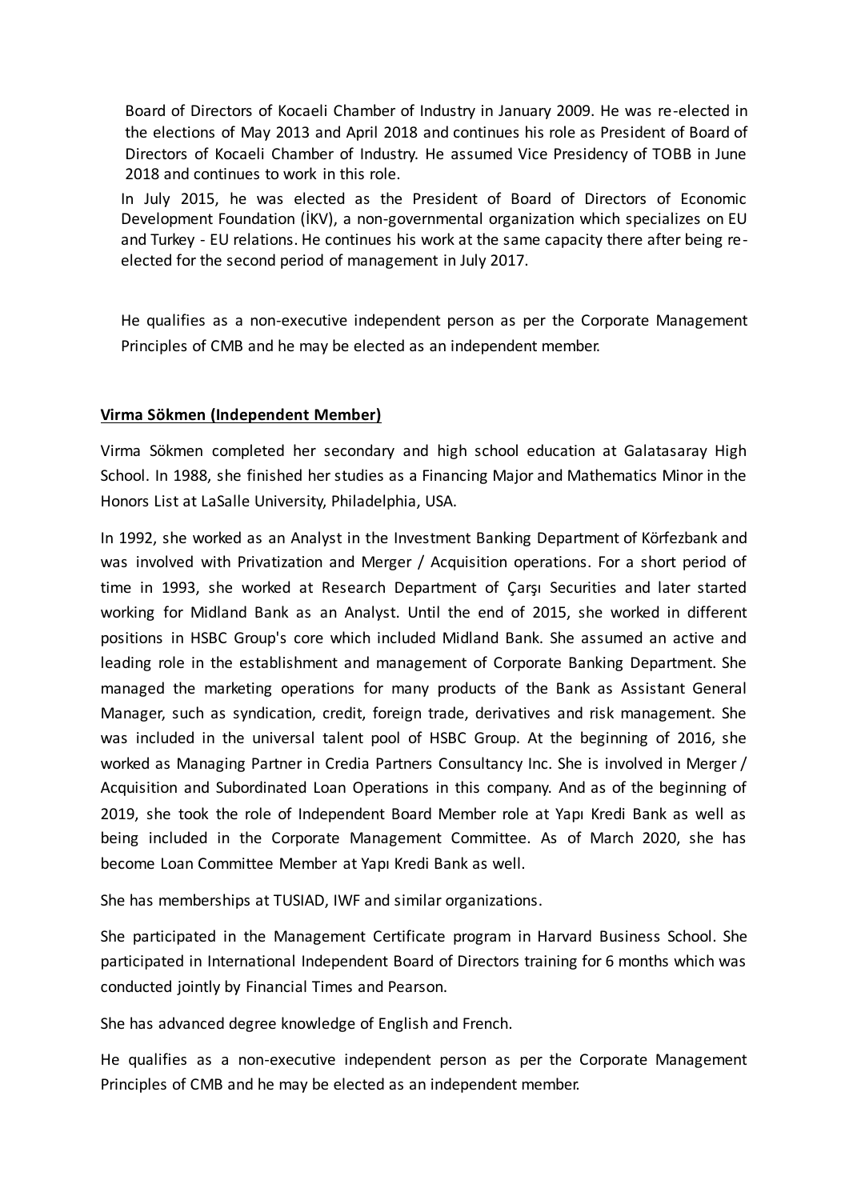Board of Directors of Kocaeli Chamber of Industry in January 2009. He was re-elected in the elections of May 2013 and April 2018 and continues his role as President of Board of Directors of Kocaeli Chamber of Industry. He assumed Vice Presidency of TOBB in June 2018 and continues to work in this role.

In July 2015, he was elected as the President of Board of Directors of Economic Development Foundation (İKV), a non-governmental organization which specializes on EU and Turkey - EU relations. He continues his work at the same capacity there after being re-elected for the second period of management in July 2017.

He qualifies as a non-executive independent person as per the Corporate Management Principles of CMB and he may be elected as an independent member.

**Virma Sökmen (Independent Member)**

Virma Sökmen completed her secondary and high school education at Galatasaray High School. In 1988, she finished her studies as a Financing Major and Mathematics Minor in the Honors List at LaSalle University, Philadelphia, USA.

In 1992, she worked as an Analyst in the Investment Banking Department of Körfezbank and was involved with Privatization and Merger / Acquisition operations. For a short period of time in 1993, she worked at Research Department of Çarşı Securities and later started working for Midland Bank as an Analyst. Until the end of 2015, she worked in different positions in HSBC Group's core which included Midland Bank. She assumed an active and leading role in the establishment and management of Corporate Banking Department. She managed the marketing operations for many products of the Bank as Assistant General Manager, such as syndication, credit, foreign trade, derivatives and risk management. She was included in the universal talent pool of HSBC Group. At the beginning of 2016, she worked as Managing Partner in Credia Partners Consultancy Inc. She is involved in Merger / Acquisition and Subordinated Loan Operations in this company. And as of the beginning of 2019, she took the role of Independent Board Member role at Yapı Kredi Bank as well as being included in the Corporate Management Committee. As of March 2020, she has become Loan Committee Member at Yapı Kredi Bank as well.

She has memberships at TUSIAD, IWF and similar organizations.

She participated in the Management Certificate program in Harvard Business School. She participated in International Independent Board of Directors training for 6 months which was conducted jointly by Financial Times and Pearson.

She has advanced degree knowledge of English and French.

He qualifies as a non-executive independent person as per the Corporate Management Principles of CMB and he may be elected as an independent member.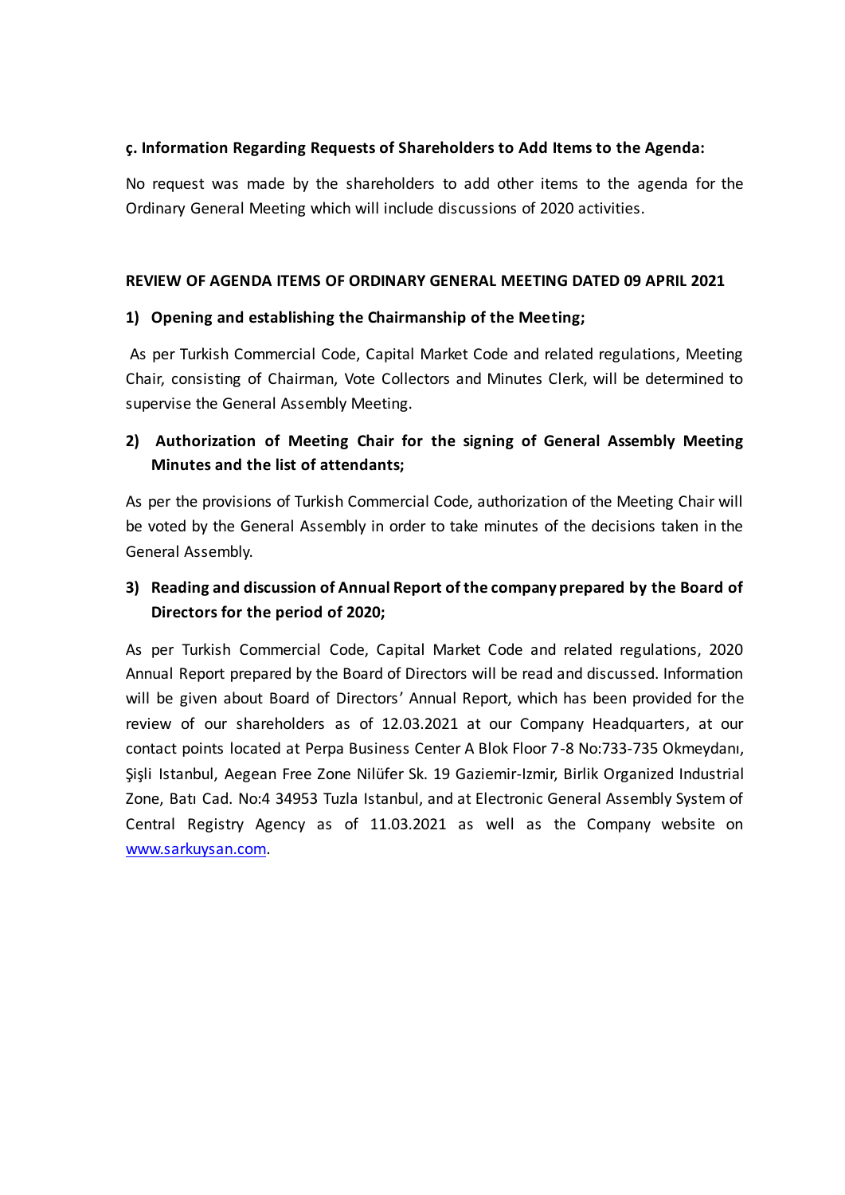**ç. Information Regarding Requests of Shareholders to Add Items to the Agenda:**

No request was made by the shareholders to add other items to the agenda for the Ordinary General Meeting which will include discussions of 2020 activities.

**REVIEW OF AGENDA ITEMS OF ORDINARY GENERAL MEETING DATED 09 APRIL 2021**

**1) Opening and establishing the Chairmanship of the Meeting;**

As per Turkish Commercial Code, Capital Market Code and related regulations, Meeting Chair, consisting of Chairman, Vote Collectors and Minutes Clerk, will be determined to supervise the General Assembly Meeting.

**2) Authorization of Meeting Chair for the signing of General Assembly Meeting Minutes and the list of attendants;**

As per the provisions of Turkish Commercial Code, authorization of the Meeting Chair will be voted by the General Assembly in order to take minutes of the decisions taken in the General Assembly.

**3) Reading and discussion of Annual Report of the company prepared by the Board of Directors for the period of 2020;**

As per Turkish Commercial Code, Capital Market Code and related regulations, 2020 Annual Report prepared by the Board of Directors will be read and discussed. Information will be given about Board of Directors' Annual Report, which has been provided for the review of our shareholders as of 12.03.2021 at our Company Headquarters, at our contact points located at Perpa Business Center A Blok Floor 7-8 No:733-735 Okmeydanı, Şişli Istanbul, Aegean Free Zone Nilüfer Sk. 19 Gaziemir-Izmir, Birlik Organized Industrial Zone, Batı Cad. No:4 34953 Tuzla Istanbul, and at Electronic General Assembly System of Central Registry Agency as of 11.03.2021 as well as the Company website on www.sarkuysan.com.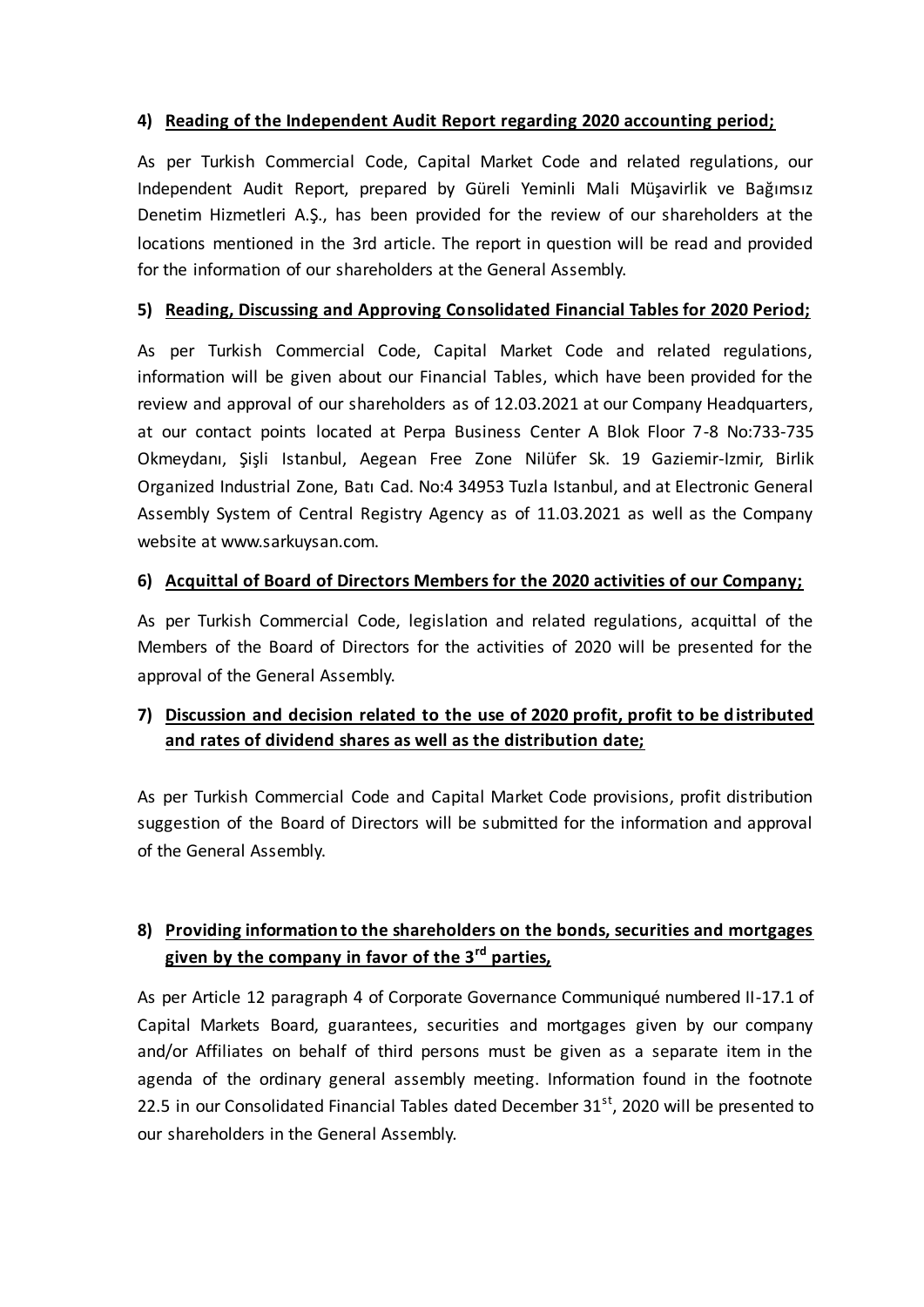**4) Reading of the Independent Audit Report regarding 2020 accounting period;**

As per Turkish Commercial Code, Capital Market Code and related regulations, our Independent Audit Report, prepared by Güreli Yeminli Mali Müşavirlik ve Bağımsız Denetim Hizmetleri A.Ş., has been provided for the review of our shareholders at the locations mentioned in the 3rd article. The report in question will be read and provided for the information of our shareholders at the General Assembly.

**5) Reading, Discussing and Approving Consolidated Financial Tables for 2020 Period;**

As per Turkish Commercial Code, Capital Market Code and related regulations, information will be given about our Financial Tables, which have been provided for the review and approval of our shareholders as of 12.03.2021 at our Company Headquarters, at our contact points located at Perpa Business Center A Blok Floor 7-8 No:733-735 Okmeydanı, Şişli Istanbul, Aegean Free Zone Nilüfer Sk. 19 Gaziemir-Izmir, Birlik Organized Industrial Zone, Batı Cad. No:4 34953 Tuzla Istanbul, and at Electronic General Assembly System of Central Registry Agency as of 11.03.2021 as well as the Company website at www.sarkuysan.com.

**6) Acquittal of Board of Directors Members for the 2020 activities of our Company;**

As per Turkish Commercial Code, legislation and related regulations, acquittal of the Members of the Board of Directors for the activities of 2020 will be presented for the approval of the General Assembly.

**7) Discussion and decision related to the use of 2020 profit, profit to be distributed and rates of dividend shares as well as the distribution date;**

As per Turkish Commercial Code and Capital Market Code provisions, profit distribution suggestion of the Board of Directors will be submitted for the information and approval of the General Assembly.

**8) Providing information to the shareholders on the bonds, securities and mortgages given by the company in favor of the 3rd parties,**

As per Article 12 paragraph 4 of Corporate Governance Communiqué numbered II-17.1 of Capital Markets Board, guarantees, securities and mortgages given by our company and/or Affiliates on behalf of third persons must be given as a separate item in the agenda of the ordinary general assembly meeting. Information found in the footnote 22.5 in our Consolidated Financial Tables dated December 31st, 2020 will be presented to our shareholders in the General Assembly.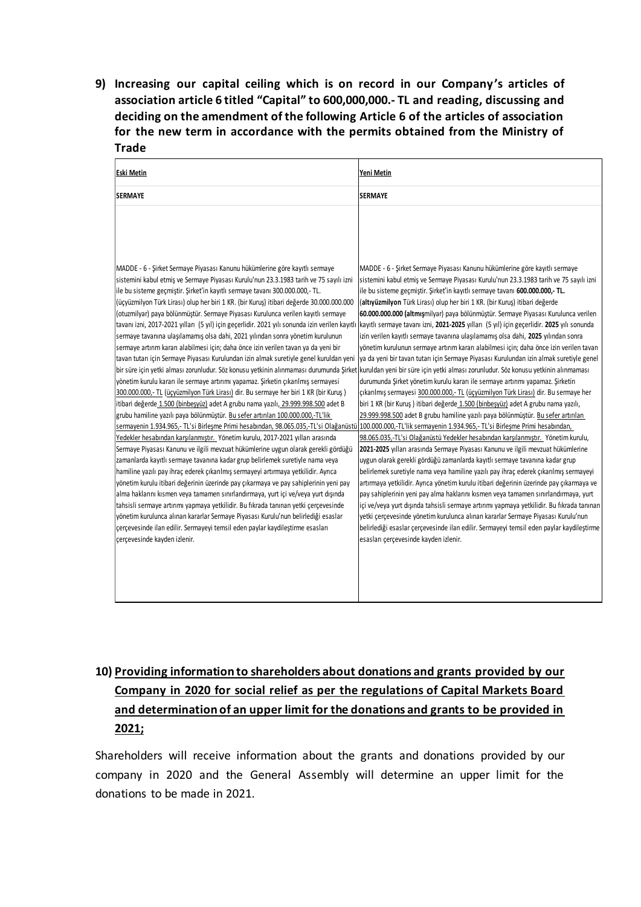**9) Increasing our capital ceiling which is on record in our Company's articles of association article 6 titled "Capital" to 600,000,000.- TL and reading, discussing and deciding on the amendment of the following Article 6 of the articles of association for the new term in accordance with the permits obtained from the Ministry of Trade**

| Eski Metin | Yeni Metin |
|---|---|
| **SERMAYE** | **SERMAYE** |
| MADDE - 6 - Şirket Sermaye Piyasası Kanunu hükümlerine göre kayıtlı sermaye sistemini kabul etmiş ve Sermaye Piyasası Kurulu'nun 23.3.1983 tarih ve 75 sayılı izni ile bu sisteme geçmiştir. Şirket'in kayıtlı sermaye tavanı 300.000.000,- TL. (üçyüzmilyon Türk Lirası) olup her biri 1 KR. (bir Kuruş) itibari değerde 30.000.000.000 (otuzmilyar) paya bölünmüştür. Sermaye Piyasası Kurulunca verilen kayıtlı sermaye tavanı izni, 2017-2021 yılları (5 yıl) için geçerlidir. 2021 yılı sonunda izin verilen kayıtlı sermaye tavanına ulaşılamamış olsa dahi, 2021 yılından sonra yönetim kurulunun sermaye artırım kararı alabilmesi için; daha önce izin verilen tavan ya da yeni bir tavan tutarı için Sermaye Piyasası Kurulundan izin almak suretiyle genel kuruldan yeni bir süre için yetki alması zorunludur. Söz konusu yetkinin alınmaması durumunda Şirket yönetim kurulu kararı ile sermaye artırımı yapamaz. Şirketin çıkarılmış sermayesi 300.000.000,- TL (üçyüzmilyon Türk Lirası) dir. Bu sermaye her biri 1 KR (bir Kuruş ) itibari değerde 1.500 (binbeşyüz) adet A grubu nama yazılı, 29.999.998.500 adet B grubu hamiline yazılı paya bölünmüştür. Bu sefer artırılan 100.000.000,-TL'lik sermayenin 1.934.965,- TL'si Birleşme Primi hesabından, 98.065.035,-TL'si Olağanüstü Yedekler hesabından karşılanmıştır. Yönetim kurulu, 2017-2021 yılları arasında Sermaye Piyasası Kanunu ve ilgili mevzuat hükümlerine uygun olarak gerekli gördüğü zamanlarda kayıtlı sermaye tavanına kadar grup belirlemek suretiyle nama veya hamiline yazılı pay ihraç ederek çıkarılmış sermayeyi artırmaya yetkilidir. Ayrıca yönetim kurulu itibari değerinin üzerinde pay çıkarmaya ve pay sahiplerinin yeni pay alma haklarını kısmen veya tamamen sınırlandırmaya, yurt içi ve/veya yurt dışında tahsisli sermaye artırımı yapmaya yetkilidir. Bu fıkrada tanınan yetki çerçevesinde yönetim kurulunca alınan kararlar Sermaye Piyasası Kurulu'nun belirlediği esaslar çerçevesinde ilan edilir. Sermayeyi temsil eden paylar kaydileştirme esasları çerçevesinde kayden izlenir. | MADDE - 6 - Şirket Sermaye Piyasası Kanunu hükümlerine göre kayıtlı sermaye sistemini kabul etmiş ve Sermaye Piyasası Kurulu'nun 23.3.1983 tarih ve 75 sayılı izni ile bu sisteme geçmiştir. Şirket'in kayıtlı sermaye tavanı **600.000.000,- TL.** (**altıyüzmilyon** Türk Lirası) olup her biri 1 KR. (bir Kuruş) itibari değerde **60.000.000.000 (altmış**milyar) paya bölünmüştür. Sermaye Piyasası Kurulunca verilen kayıtlı sermaye tavanı izni, **2021-2025** yılları (5 yıl) için geçerlidir. **2025** yılı sonunda izin verilen kayıtlı sermaye tavanına ulaşılamamış olsa dahi, **2025** yılından sonra yönetim kurulunun sermaye artırım kararı alabilmesi için; daha önce izin verilen tavan ya da yeni bir tavan tutarı için Sermaye Piyasası Kurulundan izin almak suretiyle genel kuruldan yeni bir süre için yetki alması zorunludur. Söz konusu yetkinin alınmaması durumunda Şirket yönetim kurulu kararı ile sermaye artırımı yapamaz. Şirketin çıkarılmış sermayesi 300.000.000,- TL (üçyüzmilyon Türk Lirası) dir. Bu sermaye her biri 1 KR (bir Kuruş ) itibari değerde 1.500 (binbeşyüz) adet A grubu nama yazılı, 29.999.998.500 adet B grubu hamiline yazılı paya bölünmüştür. Bu sefer artırılan 100.000.000,-TL'lik sermayenin 1.934.965,- TL'si Birleşme Primi hesabından, 98.065.035,-TL'si Olağanüstü Yedekler hesabından karşılanmıştır. Yönetim kurulu, **2021-2025** yılları arasında Sermaye Piyasası Kanunu ve ilgili mevzuat hükümlerine uygun olarak gerekli gördüğü zamanlarda kayıtlı sermaye tavanına kadar grup belirlemek suretiyle nama veya hamiline yazılı pay ihraç ederek çıkarılmış sermayeyi artırmaya yetkilidir. Ayrıca yönetim kurulu itibari değerinin üzerinde pay çıkarmaya ve pay sahiplerinin yeni pay alma haklarını kısmen veya tamamen sınırlandırmaya, yurt içi ve/veya yurt dışında tahsisli sermaye artırımı yapmaya yetkilidir. Bu fıkrada tanınan yetki çerçevesinde yönetim kurulunca alınan kararlar Sermaye Piyasası Kurulu'nun belirlediği esaslar çerçevesinde ilan edilir. Sermayeyi temsil eden paylar kaydileştirme esasları çerçevesinde kayden izlenir. |

**10) Providing information to shareholders about donations and grants provided by our Company in 2020 for social relief as per the regulations of Capital Markets Board and determination of an upper limit for the donations and grants to be provided in 2021;**

Shareholders will receive information about the grants and donations provided by our company in 2020 and the General Assembly will determine an upper limit for the donations to be made in 2021.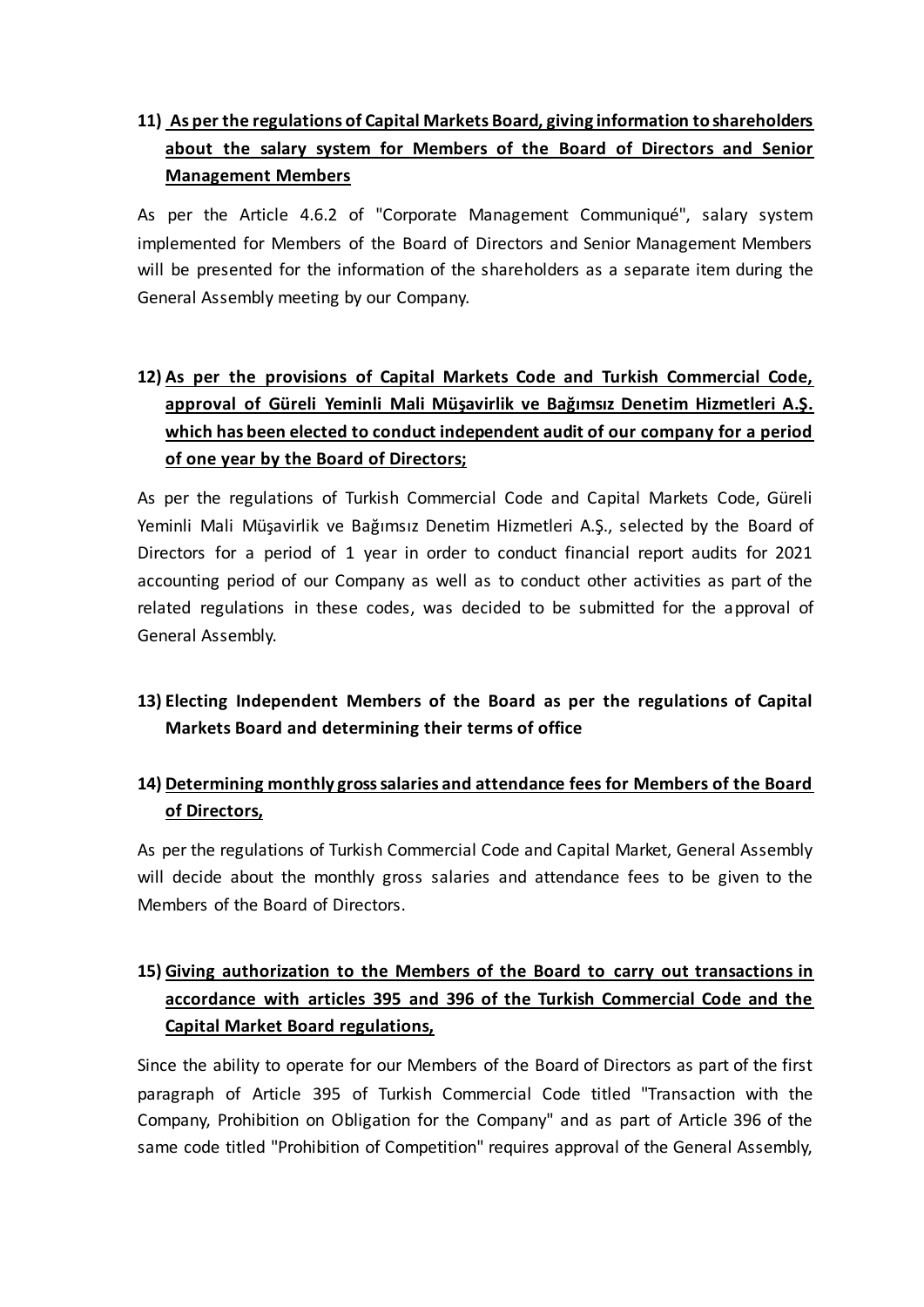**11) As per the regulations of Capital Markets Board, giving information to shareholders about the salary system for Members of the Board of Directors and Senior Management Members**

As per the Article 4.6.2 of "Corporate Management Communiqué", salary system implemented for Members of the Board of Directors and Senior Management Members will be presented for the information of the shareholders as a separate item during the General Assembly meeting by our Company.

**12) As per the provisions of Capital Markets Code and Turkish Commercial Code, approval of Güreli Yeminli Mali Müşavirlik ve Bağımsız Denetim Hizmetleri A.Ş. which has been elected to conduct independent audit of our company for a period of one year by the Board of Directors;**

As per the regulations of Turkish Commercial Code and Capital Markets Code, Güreli Yeminli Mali Müşavirlik ve Bağımsız Denetim Hizmetleri A.Ş., selected by the Board of Directors for a period of 1 year in order to conduct financial report audits for 2021 accounting period of our Company as well as to conduct other activities as part of the related regulations in these codes, was decided to be submitted for the approval of General Assembly.

**13) Electing Independent Members of the Board as per the regulations of Capital Markets Board and determining their terms of office**

**14) Determining monthly gross salaries and attendance fees for Members of the Board of Directors,**

As per the regulations of Turkish Commercial Code and Capital Market, General Assembly will decide about the monthly gross salaries and attendance fees to be given to the Members of the Board of Directors.

**15) Giving authorization to the Members of the Board to carry out transactions in accordance with articles 395 and 396 of the Turkish Commercial Code and the Capital Market Board regulations,**

Since the ability to operate for our Members of the Board of Directors as part of the first paragraph of Article 395 of Turkish Commercial Code titled "Transaction with the Company, Prohibition on Obligation for the Company" and as part of Article 396 of the same code titled "Prohibition of Competition" requires approval of the General Assembly,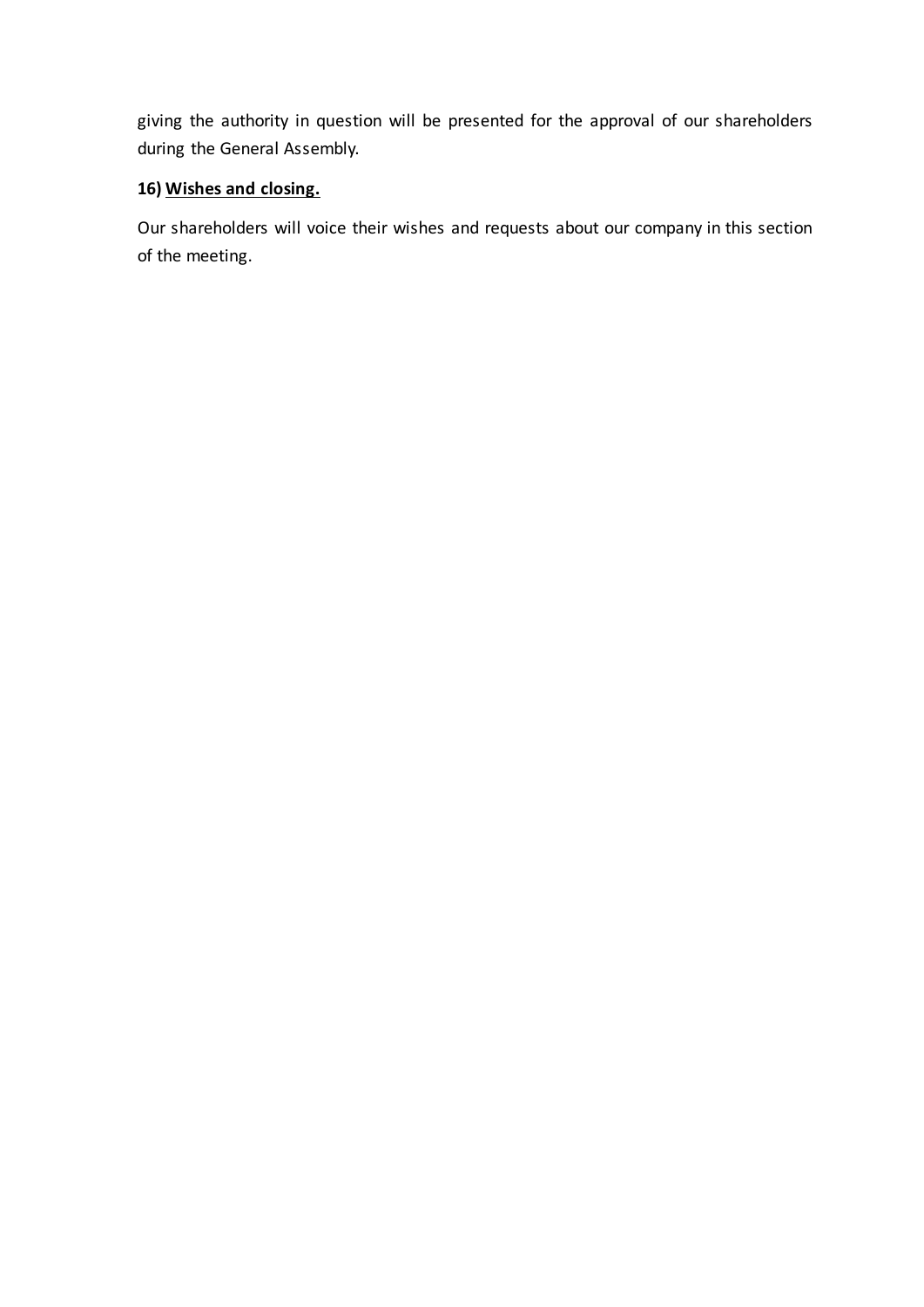giving the authority in question will be presented for the approval of our shareholders during the General Assembly.

**16) <u>Wishes and closing.</u>**

Our shareholders will voice their wishes and requests about our company in this section of the meeting.